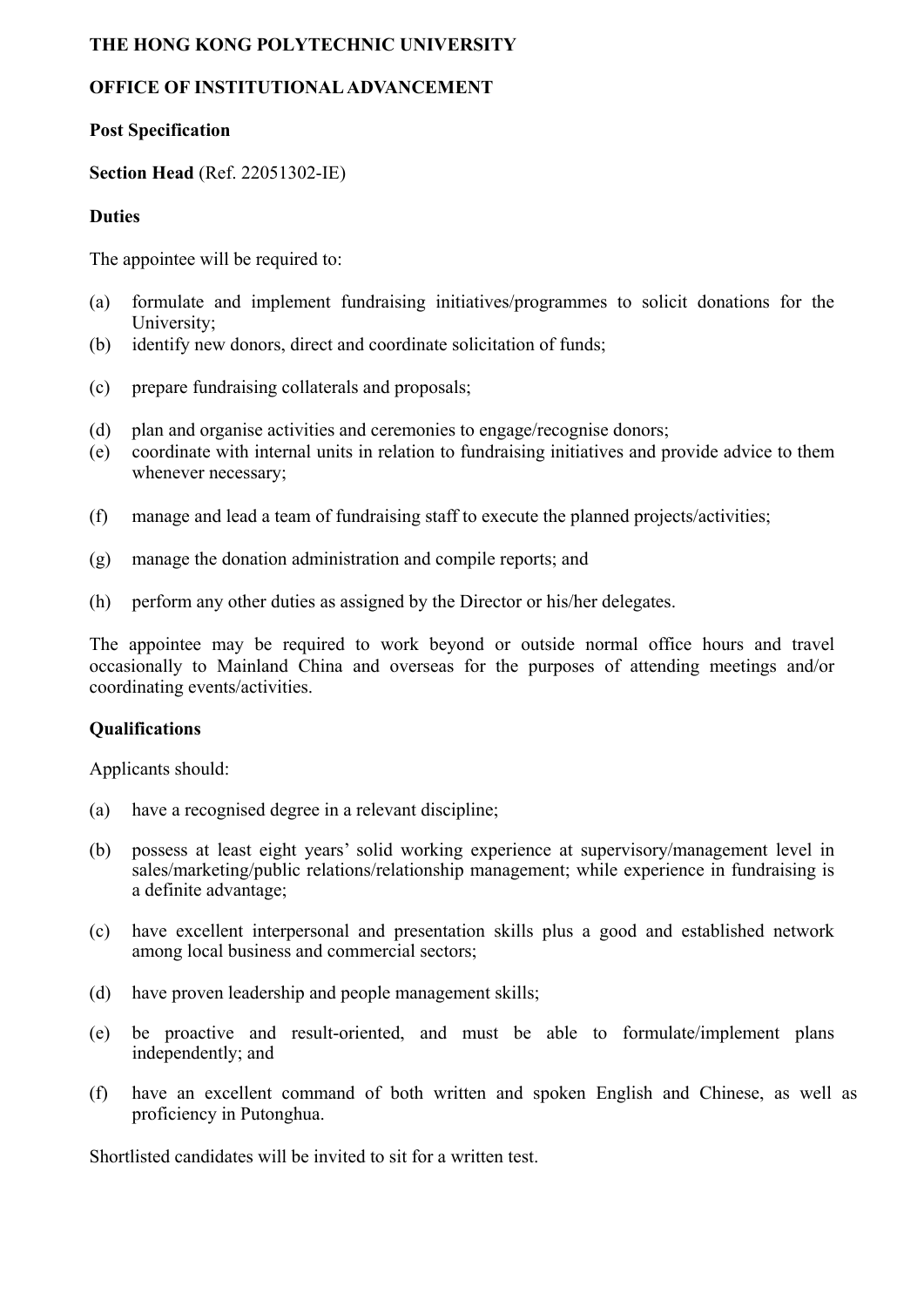**THE HONG KONG POLYTECHNIC UNIVERSITY**

**OFFICE OF INSTITUTIONAL ADVANCEMENT**

**Post Specification**

**Section Head** (Ref. 22051302-IE)

**Duties**

The appointee will be required to:

(a) formulate and implement fundraising initiatives/programmes to solicit donations for the University;
(b) identify new donors, direct and coordinate solicitation of funds;
(c) prepare fundraising collaterals and proposals;
(d) plan and organise activities and ceremonies to engage/recognise donors;
(e) coordinate with internal units in relation to fundraising initiatives and provide advice to them whenever necessary;
(f) manage and lead a team of fundraising staff to execute the planned projects/activities;
(g) manage the donation administration and compile reports; and
(h) perform any other duties as assigned by the Director or his/her delegates.

The appointee may be required to work beyond or outside normal office hours and travel occasionally to Mainland China and overseas for the purposes of attending meetings and/or coordinating events/activities.

**Qualifications**

Applicants should:

(a) have a recognised degree in a relevant discipline;
(b) possess at least eight years' solid working experience at supervisory/management level in sales/marketing/public relations/relationship management; while experience in fundraising is a definite advantage;
(c) have excellent interpersonal and presentation skills plus a good and established network among local business and commercial sectors;
(d) have proven leadership and people management skills;
(e) be proactive and result-oriented, and must be able to formulate/implement plans independently; and
(f) have an excellent command of both written and spoken English and Chinese, as well as proficiency in Putonghua.

Shortlisted candidates will be invited to sit for a written test.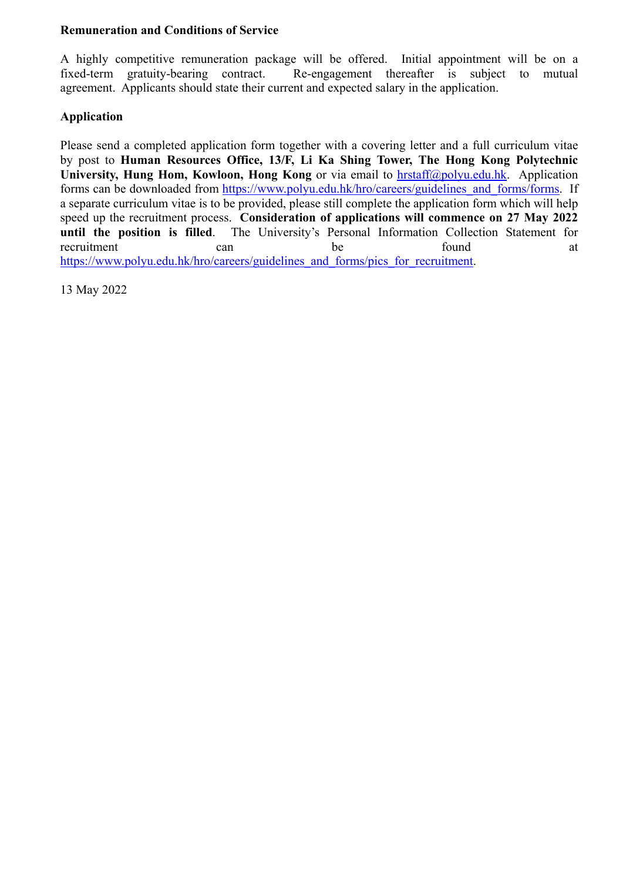**Remuneration and Conditions of Service**

A highly competitive remuneration package will be offered. Initial appointment will be on a fixed-term gratuity-bearing contract. Re-engagement thereafter is subject to mutual agreement. Applicants should state their current and expected salary in the application.

**Application**

Please send a completed application form together with a covering letter and a full curriculum vitae by post to **Human Resources Office, 13/F, Li Ka Shing Tower, The Hong Kong Polytechnic University, Hung Hom, Kowloon, Hong Kong** or via email to hrstaff@polyu.edu.hk. Application forms can be downloaded from https://www.polyu.edu.hk/hro/careers/guidelines_and_forms/forms. If a separate curriculum vitae is to be provided, please still complete the application form which will help speed up the recruitment process. **Consideration of applications will commence on 27 May 2022 until the position is filled**. The University's Personal Information Collection Statement for recruitment can be found at https://www.polyu.edu.hk/hro/careers/guidelines_and_forms/pics_for_recruitment.

13 May 2022